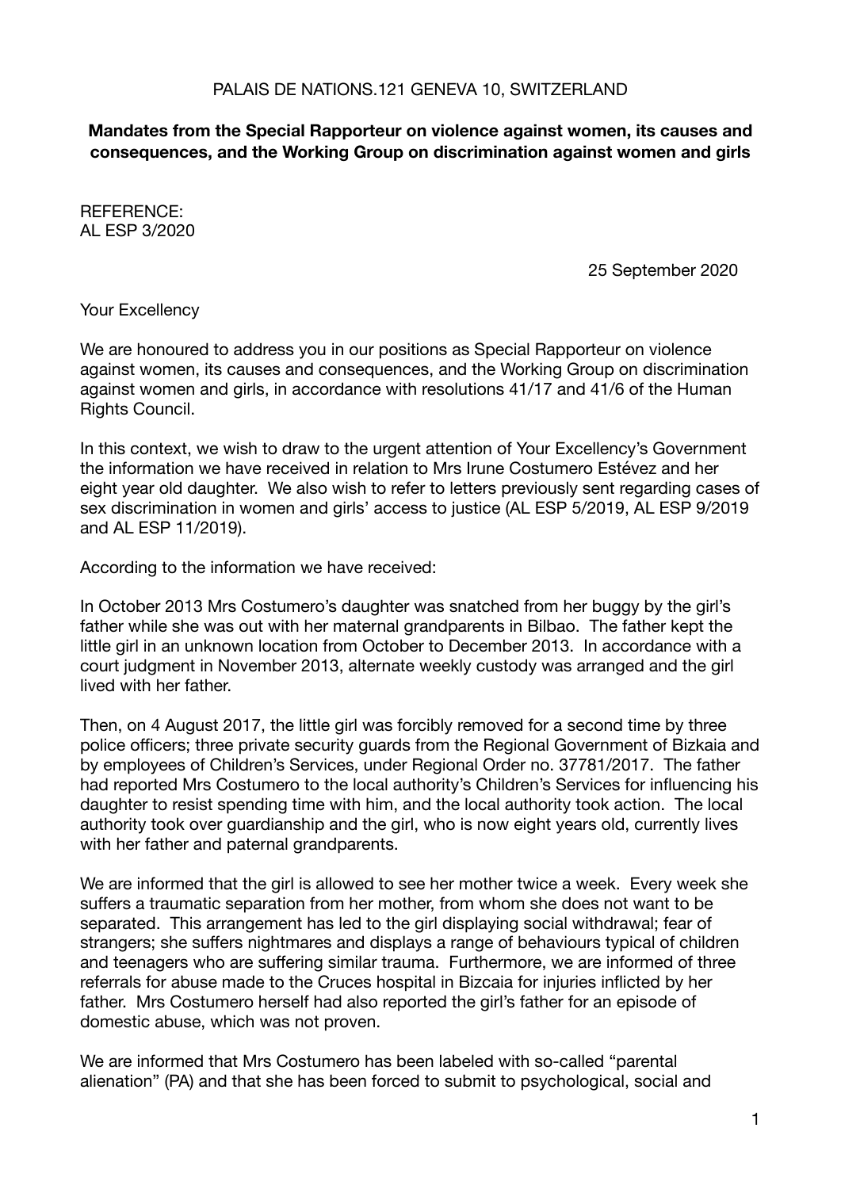PALAIS DE NATIONS.121 GENEVA 10, SWITZERLAND

**Mandates from the Special Rapporteur on violence against women, its causes and consequences, and the Working Group on discrimination against women and girls**

REFERENCE:
AL ESP 3/2020

25 September 2020

Your Excellency

We are honoured to address you in our positions as Special Rapporteur on violence against women, its causes and consequences, and the Working Group on discrimination against women and girls, in accordance with resolutions 41/17 and 41/6 of the Human Rights Council.

In this context, we wish to draw to the urgent attention of Your Excellency's Government the information we have received in relation to Mrs Irune Costumero Estévez and her eight year old daughter. We also wish to refer to letters previously sent regarding cases of sex discrimination in women and girls' access to justice (AL ESP 5/2019, AL ESP 9/2019 and AL ESP 11/2019).

According to the information we have received:

In October 2013 Mrs Costumero's daughter was snatched from her buggy by the girl's father while she was out with her maternal grandparents in Bilbao. The father kept the little girl in an unknown location from October to December 2013. In accordance with a court judgment in November 2013, alternate weekly custody was arranged and the girl lived with her father.

Then, on 4 August 2017, the little girl was forcibly removed for a second time by three police officers; three private security guards from the Regional Government of Bizkaia and by employees of Children's Services, under Regional Order no. 37781/2017. The father had reported Mrs Costumero to the local authority's Children's Services for influencing his daughter to resist spending time with him, and the local authority took action. The local authority took over guardianship and the girl, who is now eight years old, currently lives with her father and paternal grandparents.

We are informed that the girl is allowed to see her mother twice a week. Every week she suffers a traumatic separation from her mother, from whom she does not want to be separated. This arrangement has led to the girl displaying social withdrawal; fear of strangers; she suffers nightmares and displays a range of behaviours typical of children and teenagers who are suffering similar trauma. Furthermore, we are informed of three referrals for abuse made to the Cruces hospital in Bizcaia for injuries inflicted by her father. Mrs Costumero herself had also reported the girl's father for an episode of domestic abuse, which was not proven.

We are informed that Mrs Costumero has been labeled with so-called "parental alienation" (PA) and that she has been forced to submit to psychological, social and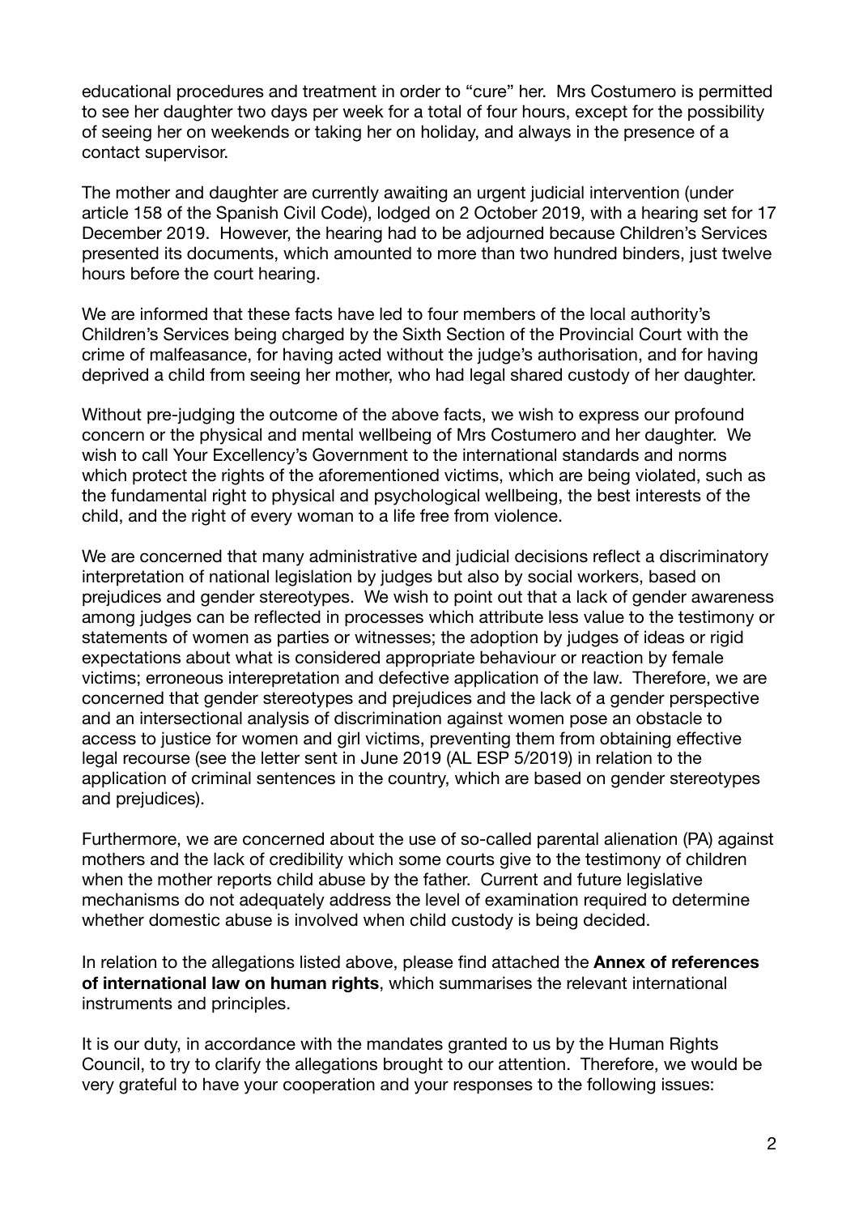educational procedures and treatment in order to "cure" her. Mrs Costumero is permitted to see her daughter two days per week for a total of four hours, except for the possibility of seeing her on weekends or taking her on holiday, and always in the presence of a contact supervisor.

The mother and daughter are currently awaiting an urgent judicial intervention (under article 158 of the Spanish Civil Code), lodged on 2 October 2019, with a hearing set for 17 December 2019. However, the hearing had to be adjourned because Children's Services presented its documents, which amounted to more than two hundred binders, just twelve hours before the court hearing.

We are informed that these facts have led to four members of the local authority's Children's Services being charged by the Sixth Section of the Provincial Court with the crime of malfeasance, for having acted without the judge's authorisation, and for having deprived a child from seeing her mother, who had legal shared custody of her daughter.

Without pre-judging the outcome of the above facts, we wish to express our profound concern or the physical and mental wellbeing of Mrs Costumero and her daughter. We wish to call Your Excellency's Government to the international standards and norms which protect the rights of the aforementioned victims, which are being violated, such as the fundamental right to physical and psychological wellbeing, the best interests of the child, and the right of every woman to a life free from violence.

We are concerned that many administrative and judicial decisions reflect a discriminatory interpretation of national legislation by judges but also by social workers, based on prejudices and gender stereotypes. We wish to point out that a lack of gender awareness among judges can be reflected in processes which attribute less value to the testimony or statements of women as parties or witnesses; the adoption by judges of ideas or rigid expectations about what is considered appropriate behaviour or reaction by female victims; erroneous interepretation and defective application of the law. Therefore, we are concerned that gender stereotypes and prejudices and the lack of a gender perspective and an intersectional analysis of discrimination against women pose an obstacle to access to justice for women and girl victims, preventing them from obtaining effective legal recourse (see the letter sent in June 2019 (AL ESP 5/2019) in relation to the application of criminal sentences in the country, which are based on gender stereotypes and prejudices).

Furthermore, we are concerned about the use of so-called parental alienation (PA) against mothers and the lack of credibility which some courts give to the testimony of children when the mother reports child abuse by the father. Current and future legislative mechanisms do not adequately address the level of examination required to determine whether domestic abuse is involved when child custody is being decided.

In relation to the allegations listed above, please find attached the **Annex of references of international law on human rights**, which summarises the relevant international instruments and principles.

It is our duty, in accordance with the mandates granted to us by the Human Rights Council, to try to clarify the allegations brought to our attention. Therefore, we would be very grateful to have your cooperation and your responses to the following issues: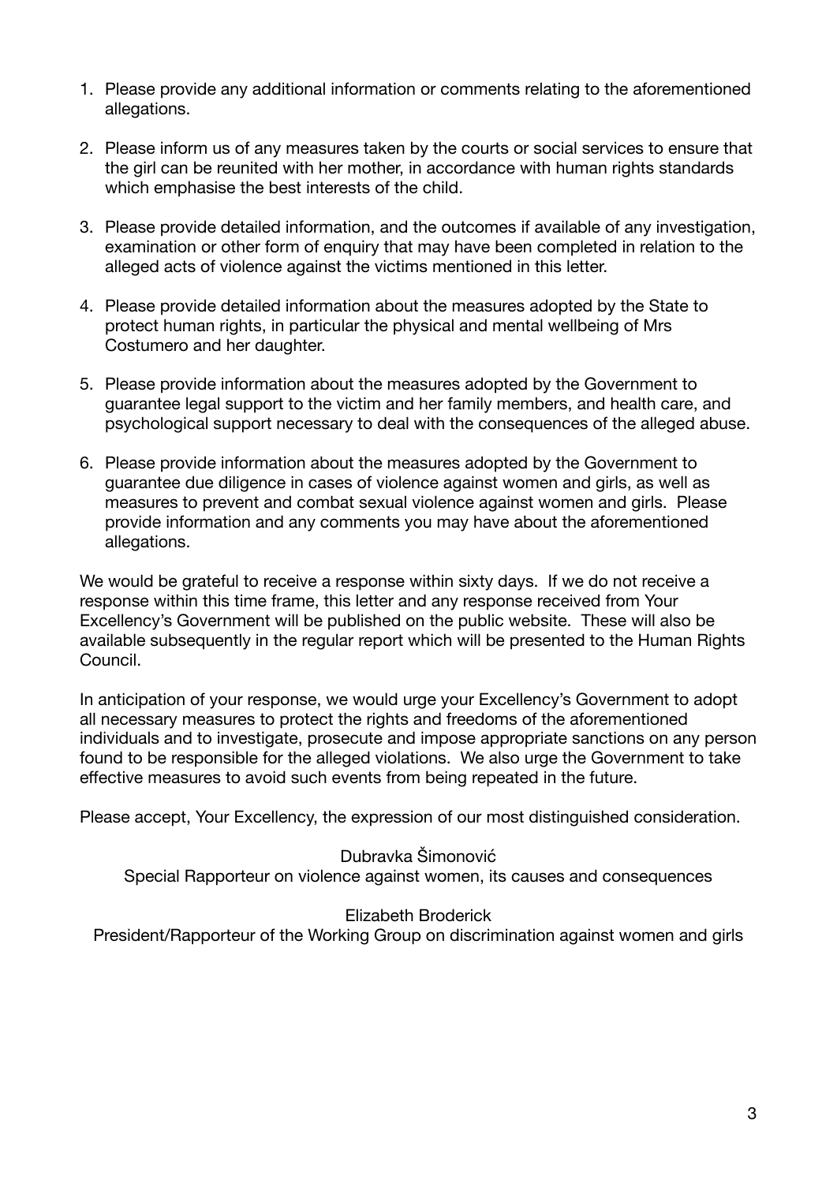1. Please provide any additional information or comments relating to the aforementioned allegations.

2. Please inform us of any measures taken by the courts or social services to ensure that the girl can be reunited with her mother, in accordance with human rights standards which emphasise the best interests of the child.

3. Please provide detailed information, and the outcomes if available of any investigation, examination or other form of enquiry that may have been completed in relation to the alleged acts of violence against the victims mentioned in this letter.

4. Please provide detailed information about the measures adopted by the State to protect human rights, in particular the physical and mental wellbeing of Mrs Costumero and her daughter.

5. Please provide information about the measures adopted by the Government to guarantee legal support to the victim and her family members, and health care, and psychological support necessary to deal with the consequences of the alleged abuse.

6. Please provide information about the measures adopted by the Government to guarantee due diligence in cases of violence against women and girls, as well as measures to prevent and combat sexual violence against women and girls. Please provide information and any comments you may have about the aforementioned allegations.

We would be grateful to receive a response within sixty days. If we do not receive a response within this time frame, this letter and any response received from Your Excellency's Government will be published on the public website. These will also be available subsequently in the regular report which will be presented to the Human Rights Council.

In anticipation of your response, we would urge your Excellency's Government to adopt all necessary measures to protect the rights and freedoms of the aforementioned individuals and to investigate, prosecute and impose appropriate sanctions on any person found to be responsible for the alleged violations. We also urge the Government to take effective measures to avoid such events from being repeated in the future.

Please accept, Your Excellency, the expression of our most distinguished consideration.

Dubravka Šimonović
Special Rapporteur on violence against women, its causes and consequences

Elizabeth Broderick
President/Rapporteur of the Working Group on discrimination against women and girls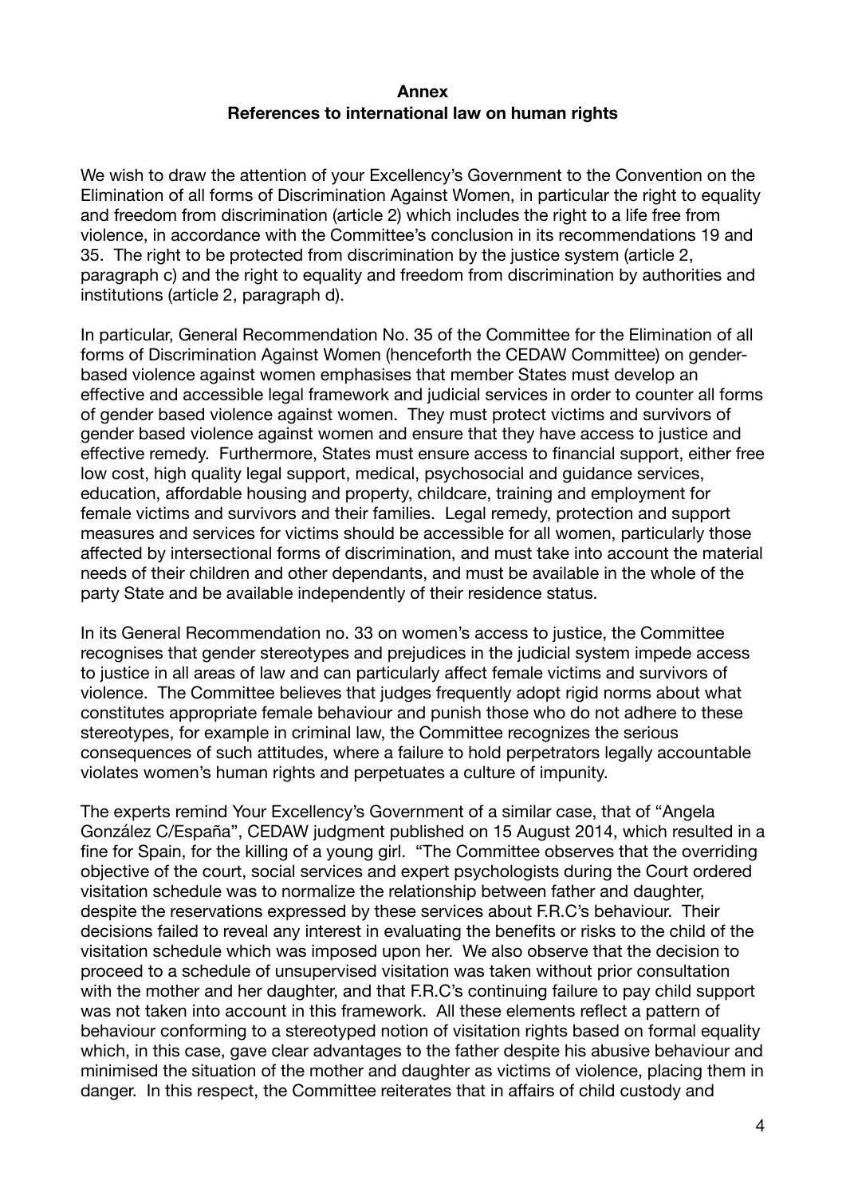**Annex**
**References to international law on human rights**

We wish to draw the attention of your Excellency's Government to the Convention on the Elimination of all forms of Discrimination Against Women, in particular the right to equality and freedom from discrimination (article 2) which includes the right to a life free from violence, in accordance with the Committee's conclusion in its recommendations 19 and 35. The right to be protected from discrimination by the justice system (article 2, paragraph c) and the right to equality and freedom from discrimination by authorities and institutions (article 2, paragraph d).

In particular, General Recommendation No. 35 of the Committee for the Elimination of all forms of Discrimination Against Women (henceforth the CEDAW Committee) on gender-based violence against women emphasises that member States must develop an effective and accessible legal framework and judicial services in order to counter all forms of gender based violence against women. They must protect victims and survivors of gender based violence against women and ensure that they have access to justice and effective remedy. Furthermore, States must ensure access to financial support, either free low cost, high quality legal support, medical, psychosocial and guidance services, education, affordable housing and property, childcare, training and employment for female victims and survivors and their families. Legal remedy, protection and support measures and services for victims should be accessible for all women, particularly those affected by intersectional forms of discrimination, and must take into account the material needs of their children and other dependants, and must be available in the whole of the party State and be available independently of their residence status.

In its General Recommendation no. 33 on women's access to justice, the Committee recognises that gender stereotypes and prejudices in the judicial system impede access to justice in all areas of law and can particularly affect female victims and survivors of violence. The Committee believes that judges frequently adopt rigid norms about what constitutes appropriate female behaviour and punish those who do not adhere to these stereotypes, for example in criminal law, the Committee recognizes the serious consequences of such attitudes, where a failure to hold perpetrators legally accountable violates women's human rights and perpetuates a culture of impunity.

The experts remind Your Excellency's Government of a similar case, that of "Angela González C/España", CEDAW judgment published on 15 August 2014, which resulted in a fine for Spain, for the killing of a young girl. "The Committee observes that the overriding objective of the court, social services and expert psychologists during the Court ordered visitation schedule was to normalize the relationship between father and daughter, despite the reservations expressed by these services about F.R.C's behaviour. Their decisions failed to reveal any interest in evaluating the benefits or risks to the child of the visitation schedule which was imposed upon her. We also observe that the decision to proceed to a schedule of unsupervised visitation was taken without prior consultation with the mother and her daughter, and that F.R.C's continuing failure to pay child support was not taken into account in this framework. All these elements reflect a pattern of behaviour conforming to a stereotyped notion of visitation rights based on formal equality which, in this case, gave clear advantages to the father despite his abusive behaviour and minimised the situation of the mother and daughter as victims of violence, placing them in danger. In this respect, the Committee reiterates that in affairs of child custody and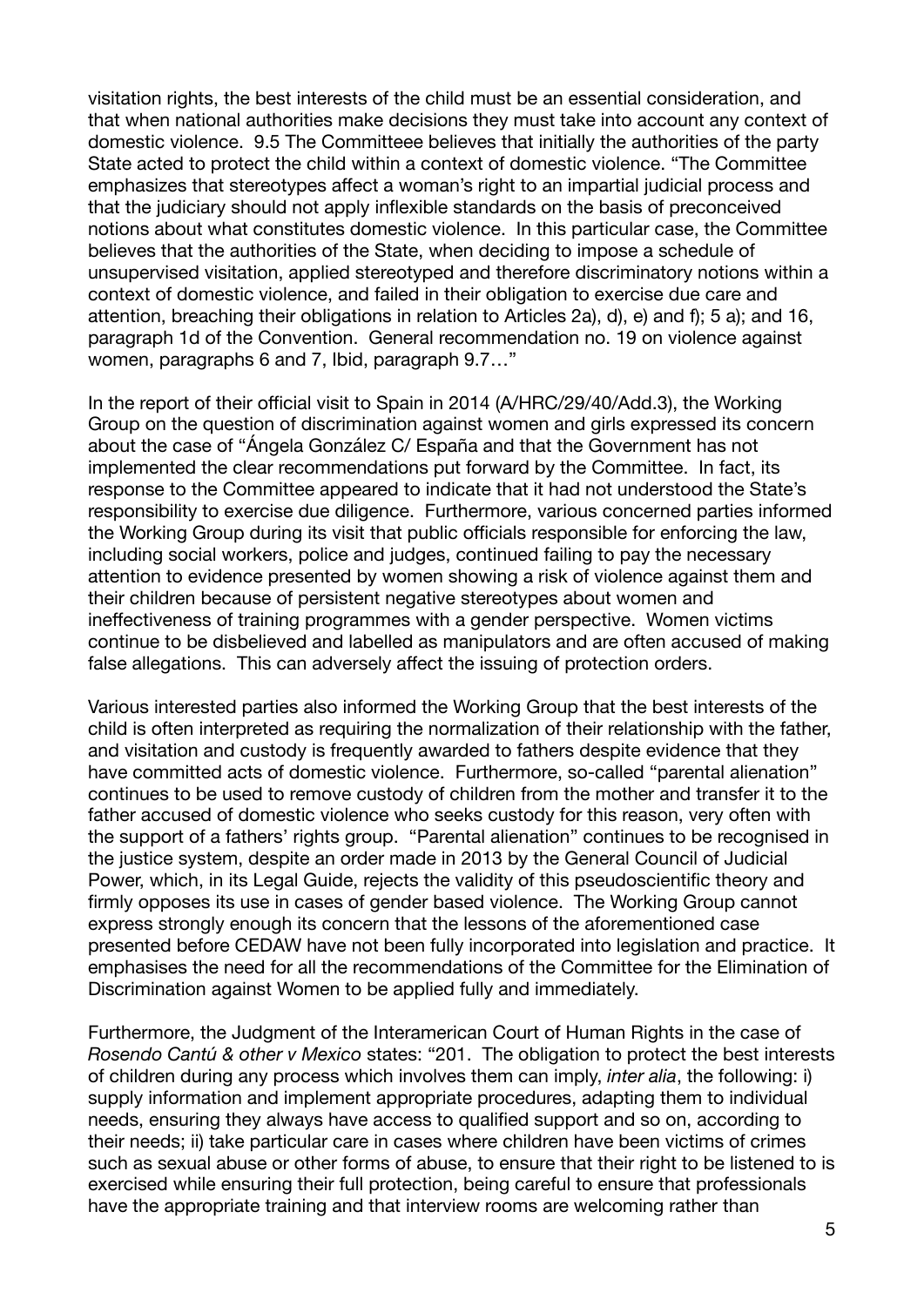visitation rights, the best interests of the child must be an essential consideration, and that when national authorities make decisions they must take into account any context of domestic violence. 9.5 The Committeee believes that initially the authorities of the party State acted to protect the child within a context of domestic violence. "The Committee emphasizes that stereotypes affect a woman's right to an impartial judicial process and that the judiciary should not apply inflexible standards on the basis of preconceived notions about what constitutes domestic violence. In this particular case, the Committee believes that the authorities of the State, when deciding to impose a schedule of unsupervised visitation, applied stereotyped and therefore discriminatory notions within a context of domestic violence, and failed in their obligation to exercise due care and attention, breaching their obligations in relation to Articles 2a), d), e) and f); 5 a); and 16, paragraph 1d of the Convention. General recommendation no. 19 on violence against women, paragraphs 6 and 7, Ibid, paragraph 9.7…"

In the report of their official visit to Spain in 2014 (A/HRC/29/40/Add.3), the Working Group on the question of discrimination against women and girls expressed its concern about the case of "Ángela González C/ España and that the Government has not implemented the clear recommendations put forward by the Committee. In fact, its response to the Committee appeared to indicate that it had not understood the State's responsibility to exercise due diligence. Furthermore, various concerned parties informed the Working Group during its visit that public officials responsible for enforcing the law, including social workers, police and judges, continued failing to pay the necessary attention to evidence presented by women showing a risk of violence against them and their children because of persistent negative stereotypes about women and ineffectiveness of training programmes with a gender perspective. Women victims continue to be disbelieved and labelled as manipulators and are often accused of making false allegations. This can adversely affect the issuing of protection orders.

Various interested parties also informed the Working Group that the best interests of the child is often interpreted as requiring the normalization of their relationship with the father, and visitation and custody is frequently awarded to fathers despite evidence that they have committed acts of domestic violence. Furthermore, so-called "parental alienation" continues to be used to remove custody of children from the mother and transfer it to the father accused of domestic violence who seeks custody for this reason, very often with the support of a fathers' rights group. "Parental alienation" continues to be recognised in the justice system, despite an order made in 2013 by the General Council of Judicial Power, which, in its Legal Guide, rejects the validity of this pseudoscientific theory and firmly opposes its use in cases of gender based violence. The Working Group cannot express strongly enough its concern that the lessons of the aforementioned case presented before CEDAW have not been fully incorporated into legislation and practice. It emphasises the need for all the recommendations of the Committee for the Elimination of Discrimination against Women to be applied fully and immediately.

Furthermore, the Judgment of the Interamerican Court of Human Rights in the case of *Rosendo Cantú & other v Mexico* states: "201. The obligation to protect the best interests of children during any process which involves them can imply, *inter alia*, the following: i) supply information and implement appropriate procedures, adapting them to individual needs, ensuring they always have access to qualified support and so on, according to their needs; ii) take particular care in cases where children have been victims of crimes such as sexual abuse or other forms of abuse, to ensure that their right to be listened to is exercised while ensuring their full protection, being careful to ensure that professionals have the appropriate training and that interview rooms are welcoming rather than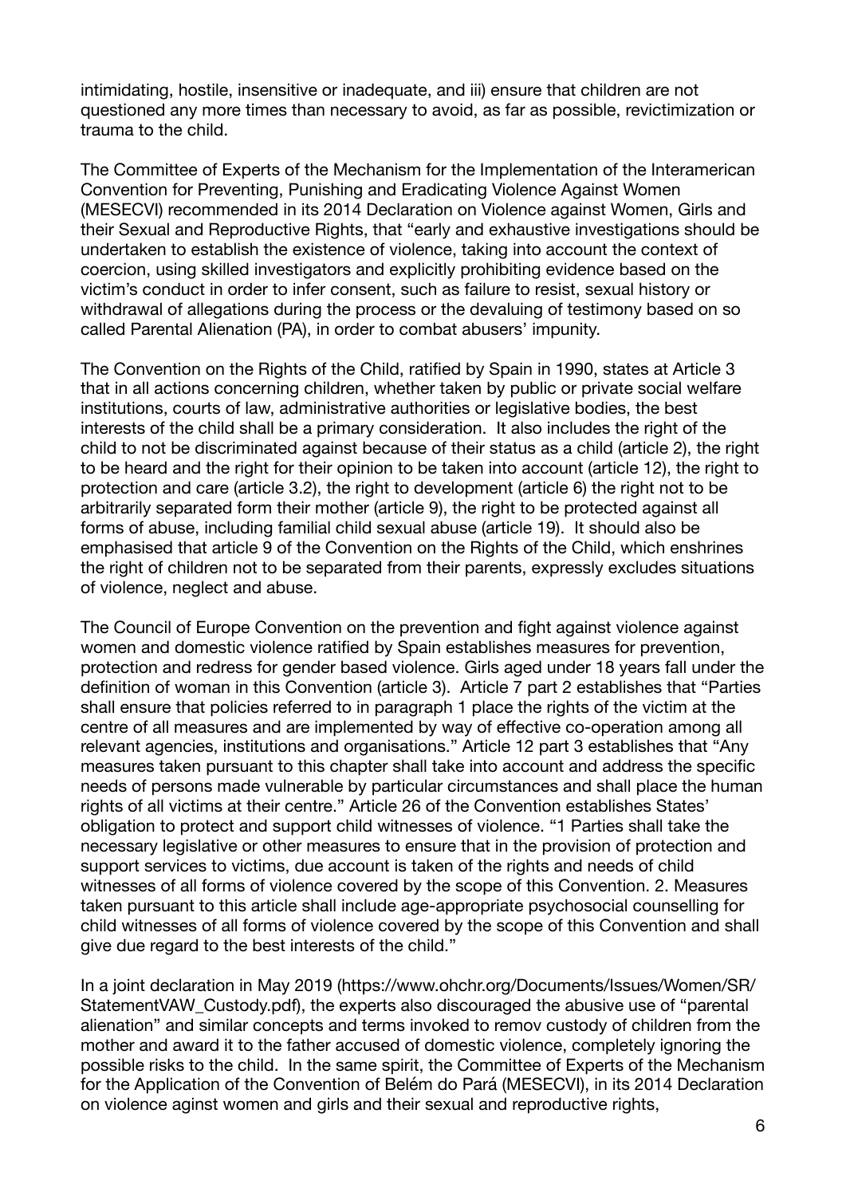intimidating, hostile, insensitive or inadequate, and iii) ensure that children are not questioned any more times than necessary to avoid, as far as possible, revictimization or trauma to the child.

The Committee of Experts of the Mechanism for the Implementation of the Interamerican Convention for Preventing, Punishing and Eradicating Violence Against Women (MESECVI) recommended in its 2014 Declaration on Violence against Women, Girls and their Sexual and Reproductive Rights, that "early and exhaustive investigations should be undertaken to establish the existence of violence, taking into account the context of coercion, using skilled investigators and explicitly prohibiting evidence based on the victim's conduct in order to infer consent, such as failure to resist, sexual history or withdrawal of allegations during the process or the devaluing of testimony based on so called Parental Alienation (PA), in order to combat abusers' impunity.

The Convention on the Rights of the Child, ratified by Spain in 1990, states at Article 3 that in all actions concerning children, whether taken by public or private social welfare institutions, courts of law, administrative authorities or legislative bodies, the best interests of the child shall be a primary consideration. It also includes the right of the child to not be discriminated against because of their status as a child (article 2), the right to be heard and the right for their opinion to be taken into account (article 12), the right to protection and care (article 3.2), the right to development (article 6) the right not to be arbitrarily separated form their mother (article 9), the right to be protected against all forms of abuse, including familial child sexual abuse (article 19). It should also be emphasised that article 9 of the Convention on the Rights of the Child, which enshrines the right of children not to be separated from their parents, expressly excludes situations of violence, neglect and abuse.

The Council of Europe Convention on the prevention and fight against violence against women and domestic violence ratified by Spain establishes measures for prevention, protection and redress for gender based violence. Girls aged under 18 years fall under the definition of woman in this Convention (article 3). Article 7 part 2 establishes that "Parties shall ensure that policies referred to in paragraph 1 place the rights of the victim at the centre of all measures and are implemented by way of effective co-operation among all relevant agencies, institutions and organisations." Article 12 part 3 establishes that "Any measures taken pursuant to this chapter shall take into account and address the specific needs of persons made vulnerable by particular circumstances and shall place the human rights of all victims at their centre." Article 26 of the Convention establishes States' obligation to protect and support child witnesses of violence. "1 Parties shall take the necessary legislative or other measures to ensure that in the provision of protection and support services to victims, due account is taken of the rights and needs of child witnesses of all forms of violence covered by the scope of this Convention. 2. Measures taken pursuant to this article shall include age-appropriate psychosocial counselling for child witnesses of all forms of violence covered by the scope of this Convention and shall give due regard to the best interests of the child."

In a joint declaration in May 2019 (https://www.ohchr.org/Documents/Issues/Women/SR/StatementVAW_Custody.pdf), the experts also discouraged the abusive use of "parental alienation" and similar concepts and terms invoked to remov custody of children from the mother and award it to the father accused of domestic violence, completely ignoring the possible risks to the child. In the same spirit, the Committee of Experts of the Mechanism for the Application of the Convention of Belém do Pará (MESECVI), in its 2014 Declaration on violence aginst women and girls and their sexual and reproductive rights,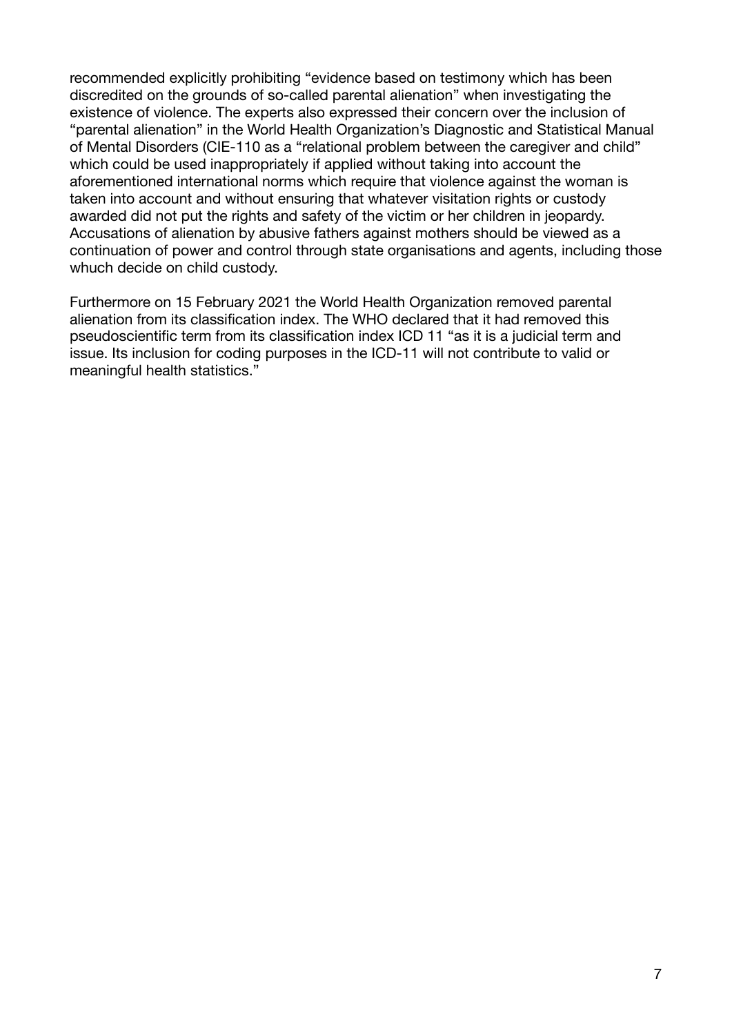recommended explicitly prohibiting "evidence based on testimony which has been discredited on the grounds of so-called parental alienation" when investigating the existence of violence. The experts also expressed their concern over the inclusion of "parental alienation" in the World Health Organization's Diagnostic and Statistical Manual of Mental Disorders (CIE-110 as a "relational problem between the caregiver and child" which could be used inappropriately if applied without taking into account the aforementioned international norms which require that violence against the woman is taken into account and without ensuring that whatever visitation rights or custody awarded did not put the rights and safety of the victim or her children in jeopardy. Accusations of alienation by abusive fathers against mothers should be viewed as a continuation of power and control through state organisations and agents, including those whuch decide on child custody.

Furthermore on 15 February 2021 the World Health Organization removed parental alienation from its classification index. The WHO declared that it had removed this pseudoscientific term from its classification index ICD 11 "as it is a judicial term and issue. Its inclusion for coding purposes in the ICD-11 will not contribute to valid or meaningful health statistics."